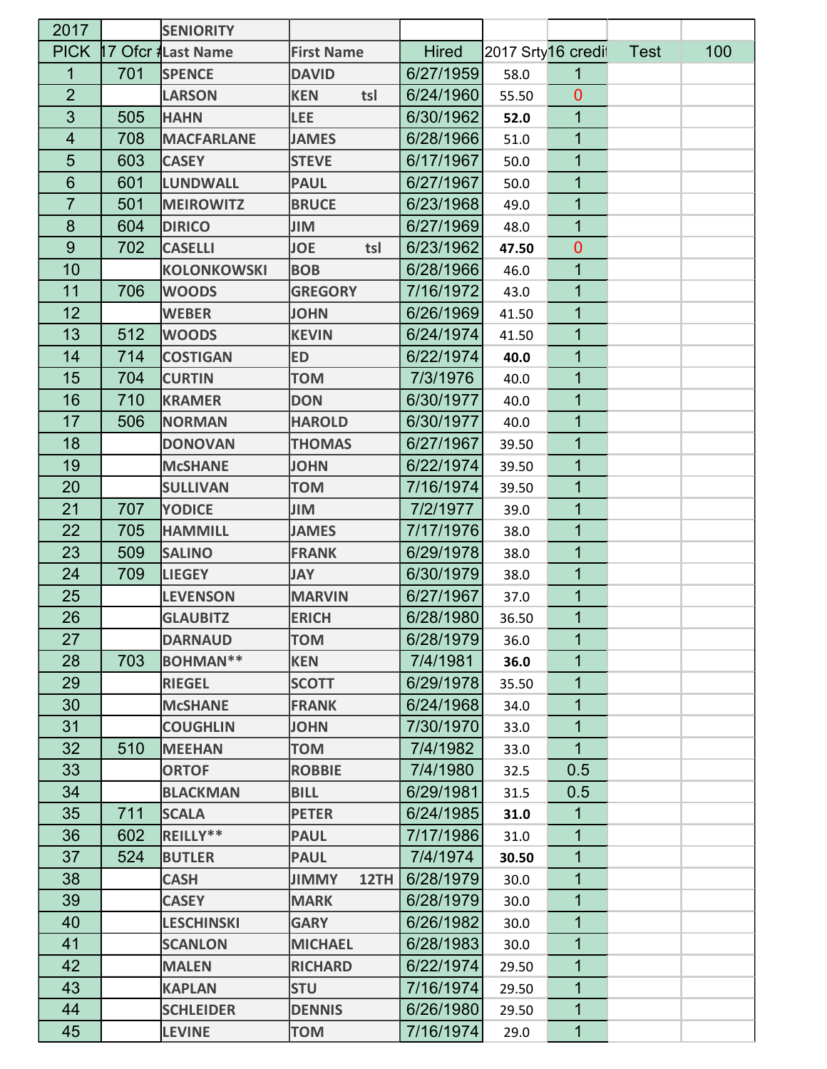| 2017 | | SENIORITY | | | | | | |
|---|---|---|---|---|---|---|---|---|
| PICK | 17 Ofcr # | Last Name | First Name | Hired | 2017 Srty | 16 credit | Test | 100 |
| 1 | 701 | SPENCE | DAVID | 6/27/1959 | 58.0 | 1 | | |
| 2 | | LARSON | KEN tsl | 6/24/1960 | 55.50 | 0 | | |
| 3 | 505 | HAHN | LEE | 6/30/1962 | **52.0** | 1 | | |
| 4 | 708 | MACFARLANE | JAMES | 6/28/1966 | 51.0 | 1 | | |
| 5 | 603 | CASEY | STEVE | 6/17/1967 | 50.0 | 1 | | |
| 6 | 601 | LUNDWALL | PAUL | 6/27/1967 | 50.0 | 1 | | |
| 7 | 501 | MEIROWITZ | BRUCE | 6/23/1968 | 49.0 | 1 | | |
| 8 | 604 | DIRICO | JIM | 6/27/1969 | 48.0 | 1 | | |
| 9 | 702 | CASELLI | JOE tsl | 6/23/1962 | **47.50** | 0 | | |
| 10 | | KOLONKOWSKI | BOB | 6/28/1966 | 46.0 | 1 | | |
| 11 | 706 | WOODS | GREGORY | 7/16/1972 | 43.0 | 1 | | |
| 12 | | WEBER | JOHN | 6/26/1969 | 41.50 | 1 | | |
| 13 | 512 | WOODS | KEVIN | 6/24/1974 | 41.50 | 1 | | |
| 14 | 714 | COSTIGAN | ED | 6/22/1974 | **40.0** | 1 | | |
| 15 | 704 | CURTIN | TOM | 7/3/1976 | 40.0 | 1 | | |
| 16 | 710 | KRAMER | DON | 6/30/1977 | 40.0 | 1 | | |
| 17 | 506 | NORMAN | HAROLD | 6/30/1977 | 40.0 | 1 | | |
| 18 | | DONOVAN | THOMAS | 6/27/1967 | 39.50 | 1 | | |
| 19 | | McSHANE | JOHN | 6/22/1974 | 39.50 | 1 | | |
| 20 | | SULLIVAN | TOM | 7/16/1974 | 39.50 | 1 | | |
| 21 | 707 | YODICE | JIM | 7/2/1977 | 39.0 | 1 | | |
| 22 | 705 | HAMMILL | JAMES | 7/17/1976 | 38.0 | 1 | | |
| 23 | 509 | SALINO | FRANK | 6/29/1978 | 38.0 | 1 | | |
| 24 | 709 | LIEGEY | JAY | 6/30/1979 | 38.0 | 1 | | |
| 25 | | LEVENSON | MARVIN | 6/27/1967 | 37.0 | 1 | | |
| 26 | | GLAUBITZ | ERICH | 6/28/1980 | 36.50 | 1 | | |
| 27 | | DARNAUD | TOM | 6/28/1979 | 36.0 | 1 | | |
| 28 | 703 | BOHMAN** | KEN | 7/4/1981 | **36.0** | 1 | | |
| 29 | | RIEGEL | SCOTT | 6/29/1978 | 35.50 | 1 | | |
| 30 | | McSHANE | FRANK | 6/24/1968 | 34.0 | 1 | | |
| 31 | | COUGHLIN | JOHN | 7/30/1970 | 33.0 | 1 | | |
| 32 | 510 | MEEHAN | TOM | 7/4/1982 | 33.0 | 1 | | |
| 33 | | ORTOF | ROBBIE | 7/4/1980 | 32.5 | 0.5 | | |
| 34 | | BLACKMAN | BILL | 6/29/1981 | 31.5 | 0.5 | | |
| 35 | 711 | SCALA | PETER | 6/24/1985 | **31.0** | 1 | | |
| 36 | 602 | REILLY** | PAUL | 7/17/1986 | 31.0 | 1 | | |
| 37 | 524 | BUTLER | PAUL | 7/4/1974 | **30.50** | 1 | | |
| 38 | | CASH | JIMMY 12TH | 6/28/1979 | 30.0 | 1 | | |
| 39 | | CASEY | MARK | 6/28/1979 | 30.0 | 1 | | |
| 40 | | LESCHINSKI | GARY | 6/26/1982 | 30.0 | 1 | | |
| 41 | | SCANLON | MICHAEL | 6/28/1983 | 30.0 | 1 | | |
| 42 | | MALEN | RICHARD | 6/22/1974 | 29.50 | 1 | | |
| 43 | | KAPLAN | STU | 7/16/1974 | 29.50 | 1 | | |
| 44 | | SCHLEIDER | DENNIS | 6/26/1980 | 29.50 | 1 | | |
| 45 | | LEVINE | TOM | 7/16/1974 | 29.0 | 1 | | |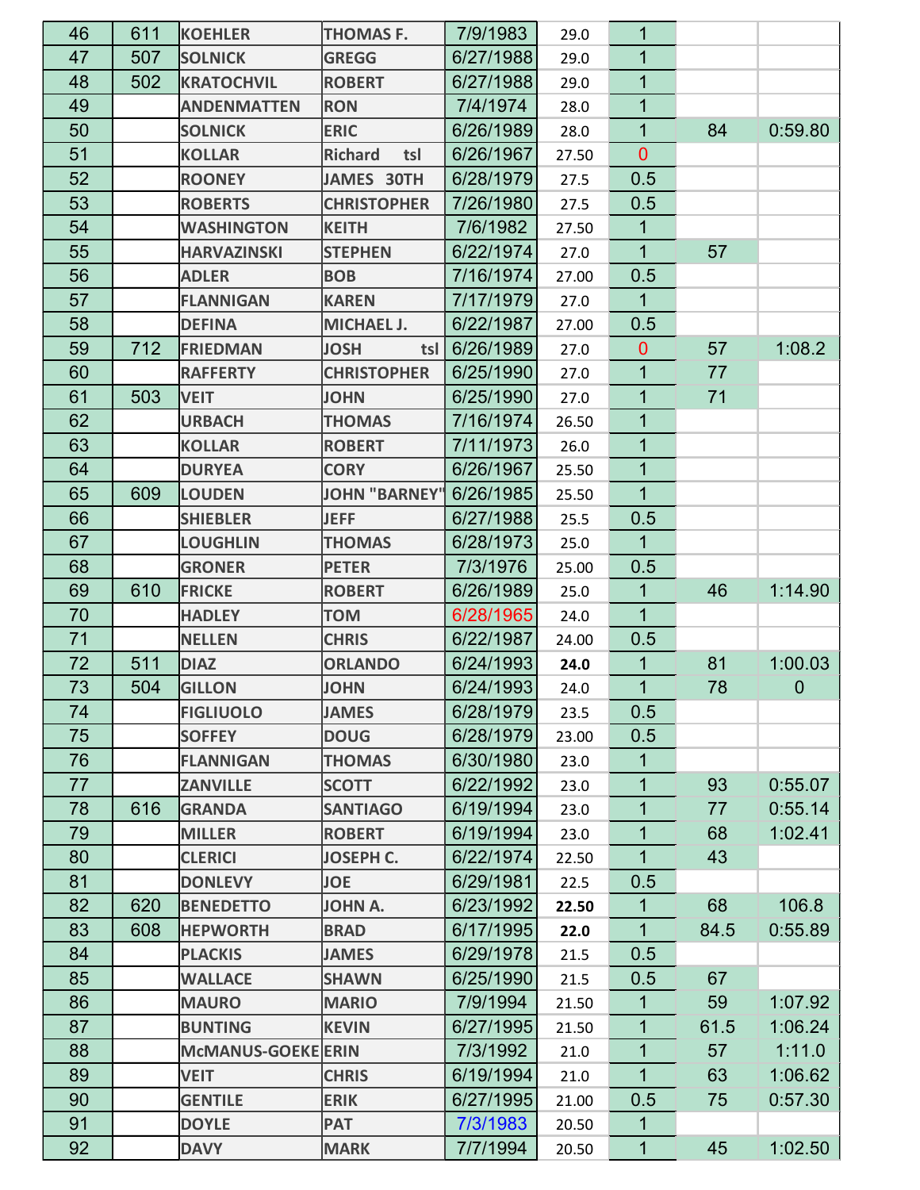| | | | | | | | | |
|---|---|---|---|---|---|---|---|---|
| 46 | 611 | KOEHLER | THOMAS F. | 7/9/1983 | 29.0 | 1 | | |
| 47 | 507 | SOLNICK | GREGG | 6/27/1988 | 29.0 | 1 | | |
| 48 | 502 | KRATOCHVIL | ROBERT | 6/27/1988 | 29.0 | 1 | | |
| 49 | | ANDENMATTEN | RON | 7/4/1974 | 28.0 | 1 | | |
| 50 | | SOLNICK | ERIC | 6/26/1989 | 28.0 | 1 | 84 | 0:59.80 |
| 51 | | KOLLAR | Richard tsl | 6/26/1967 | 27.50 | 0 | | |
| 52 | | ROONEY | JAMES 30TH | 6/28/1979 | 27.5 | 0.5 | | |
| 53 | | ROBERTS | CHRISTOPHER | 7/26/1980 | 27.5 | 0.5 | | |
| 54 | | WASHINGTON | KEITH | 7/6/1982 | 27.50 | 1 | | |
| 55 | | HARVAZINSKI | STEPHEN | 6/22/1974 | 27.0 | 1 | 57 | |
| 56 | | ADLER | BOB | 7/16/1974 | 27.00 | 0.5 | | |
| 57 | | FLANNIGAN | KAREN | 7/17/1979 | 27.0 | 1 | | |
| 58 | | DEFINA | MICHAEL J. | 6/22/1987 | 27.00 | 0.5 | | |
| 59 | 712 | FRIEDMAN | JOSH tsl | 6/26/1989 | 27.0 | 0 | 57 | 1:08.2 |
| 60 | | RAFFERTY | CHRISTOPHER | 6/25/1990 | 27.0 | 1 | 77 | |
| 61 | 503 | VEIT | JOHN | 6/25/1990 | 27.0 | 1 | 71 | |
| 62 | | URBACH | THOMAS | 7/16/1974 | 26.50 | 1 | | |
| 63 | | KOLLAR | ROBERT | 7/11/1973 | 26.0 | 1 | | |
| 64 | | DURYEA | CORY | 6/26/1967 | 25.50 | 1 | | |
| 65 | 609 | LOUDEN | JOHN "BARNEY" | 6/26/1985 | 25.50 | 1 | | |
| 66 | | SHIEBLER | JEFF | 6/27/1988 | 25.5 | 0.5 | | |
| 67 | | LOUGHLIN | THOMAS | 6/28/1973 | 25.0 | 1 | | |
| 68 | | GRONER | PETER | 7/3/1976 | 25.00 | 0.5 | | |
| 69 | 610 | FRICKE | ROBERT | 6/26/1989 | 25.0 | 1 | 46 | 1:14.90 |
| 70 | | HADLEY | TOM | 6/28/1965 | 24.0 | 1 | | |
| 71 | | NELLEN | CHRIS | 6/22/1987 | 24.00 | 0.5 | | |
| 72 | 511 | DIAZ | ORLANDO | 6/24/1993 | **24.0** | 1 | 81 | 1:00.03 |
| 73 | 504 | GILLON | JOHN | 6/24/1993 | 24.0 | 1 | 78 | 0 |
| 74 | | FIGLIUOLO | JAMES | 6/28/1979 | 23.5 | 0.5 | | |
| 75 | | SOFFEY | DOUG | 6/28/1979 | 23.00 | 0.5 | | |
| 76 | | FLANNIGAN | THOMAS | 6/30/1980 | 23.0 | 1 | | |
| 77 | | ZANVILLE | SCOTT | 6/22/1992 | 23.0 | 1 | 93 | 0:55.07 |
| 78 | 616 | GRANDA | SANTIAGO | 6/19/1994 | 23.0 | 1 | 77 | 0:55.14 |
| 79 | | MILLER | ROBERT | 6/19/1994 | 23.0 | 1 | 68 | 1:02.41 |
| 80 | | CLERICI | JOSEPH C. | 6/22/1974 | 22.50 | 1 | 43 | |
| 81 | | DONLEVY | JOE | 6/29/1981 | 22.5 | 0.5 | | |
| 82 | 620 | BENEDETTO | JOHN A. | 6/23/1992 | **22.50** | 1 | 68 | 106.8 |
| 83 | 608 | HEPWORTH | BRAD | 6/17/1995 | **22.0** | 1 | 84.5 | 0:55.89 |
| 84 | | PLACKIS | JAMES | 6/29/1978 | 21.5 | 0.5 | | |
| 85 | | WALLACE | SHAWN | 6/25/1990 | 21.5 | 0.5 | 67 | |
| 86 | | MAURO | MARIO | 7/9/1994 | 21.50 | 1 | 59 | 1:07.92 |
| 87 | | BUNTING | KEVIN | 6/27/1995 | 21.50 | 1 | 61.5 | 1:06.24 |
| 88 | | McMANUS-GOEKE | ERIN | 7/3/1992 | 21.0 | 1 | 57 | 1:11.0 |
| 89 | | VEIT | CHRIS | 6/19/1994 | 21.0 | 1 | 63 | 1:06.62 |
| 90 | | GENTILE | ERIK | 6/27/1995 | 21.00 | 0.5 | 75 | 0:57.30 |
| 91 | | DOYLE | PAT | 7/3/1983 | 20.50 | 1 | | |
| 92 | | DAVY | MARK | 7/7/1994 | 20.50 | 1 | 45 | 1:02.50 |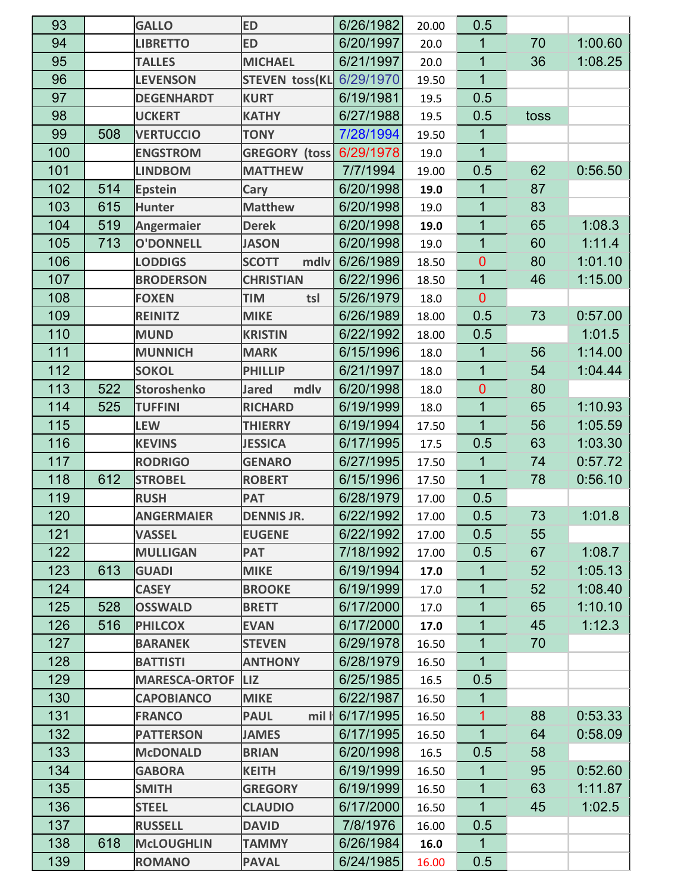| 93 | | GALLO | ED | 6/26/1982 | 20.00 | 0.5 | | |
|---|---|---|---|---|---|---|---|---|
| 94 | | LIBRETTO | ED | 6/20/1997 | 20.0 | 1 | 70 | 1:00.60 |
| 95 | | TALLES | MICHAEL | 6/21/1997 | 20.0 | 1 | 36 | 1:08.25 |
| 96 | | LEVENSON | STEVEN toss(KL | 6/29/1970 | 19.50 | 1 | | |
| 97 | | DEGENHARDT | KURT | 6/19/1981 | 19.5 | 0.5 | | |
| 98 | | UCKERT | KATHY | 6/27/1988 | 19.5 | 0.5 | toss | |
| 99 | 508 | VERTUCCIO | TONY | 7/28/1994 | 19.50 | 1 | | |
| 100 | | ENGSTROM | GREGORY (toss | 6/29/1978 | 19.0 | 1 | | |
| 101 | | LINDBOM | MATTHEW | 7/7/1994 | 19.00 | 0.5 | 62 | 0:56.50 |
| 102 | 514 | Epstein | Cary | 6/20/1998 | **19.0** | 1 | 87 | |
| 103 | 615 | Hunter | Matthew | 6/20/1998 | 19.0 | 1 | 83 | |
| 104 | 519 | Angermaier | Derek | 6/20/1998 | **19.0** | 1 | 65 | 1:08.3 |
| 105 | 713 | O'DONNELL | JASON | 6/20/1998 | 19.0 | 1 | 60 | 1:11.4 |
| 106 | | LODDIGS | SCOTT mdlv | 6/26/1989 | 18.50 | 0 | 80 | 1:01.10 |
| 107 | | BRODERSON | CHRISTIAN | 6/22/1996 | 18.50 | 1 | 46 | 1:15.00 |
| 108 | | FOXEN | TIM tsl | 5/26/1979 | 18.0 | 0 | | |
| 109 | | REINITZ | MIKE | 6/26/1989 | 18.00 | 0.5 | 73 | 0:57.00 |
| 110 | | MUND | KRISTIN | 6/22/1992 | 18.00 | 0.5 | | 1:01.5 |
| 111 | | MUNNICH | MARK | 6/15/1996 | 18.0 | 1 | 56 | 1:14.00 |
| 112 | | SOKOL | PHILLIP | 6/21/1997 | 18.0 | 1 | 54 | 1:04.44 |
| 113 | 522 | Storoshenko | Jared mdlv | 6/20/1998 | 18.0 | 0 | 80 | |
| 114 | 525 | TUFFINI | RICHARD | 6/19/1999 | 18.0 | 1 | 65 | 1:10.93 |
| 115 | | LEW | THIERRY | 6/19/1994 | 17.50 | 1 | 56 | 1:05.59 |
| 116 | | KEVINS | JESSICA | 6/17/1995 | 17.5 | 0.5 | 63 | 1:03.30 |
| 117 | | RODRIGO | GENARO | 6/27/1995 | 17.50 | 1 | 74 | 0:57.72 |
| 118 | 612 | STROBEL | ROBERT | 6/15/1996 | 17.50 | 1 | 78 | 0:56.10 |
| 119 | | RUSH | PAT | 6/28/1979 | 17.00 | 0.5 | | |
| 120 | | ANGERMAIER | DENNIS JR. | 6/22/1992 | 17.00 | 0.5 | 73 | 1:01.8 |
| 121 | | VASSEL | EUGENE | 6/22/1992 | 17.00 | 0.5 | 55 | |
| 122 | | MULLIGAN | PAT | 7/18/1992 | 17.00 | 0.5 | 67 | 1:08.7 |
| 123 | 613 | GUADI | MIKE | 6/19/1994 | **17.0** | 1 | 52 | 1:05.13 |
| 124 | | CASEY | BROOKE | 6/19/1999 | 17.0 | 1 | 52 | 1:08.40 |
| 125 | 528 | OSSWALD | BRETT | 6/17/2000 | 17.0 | 1 | 65 | 1:10.10 |
| 126 | 516 | PHILCOX | EVAN | 6/17/2000 | **17.0** | 1 | 45 | 1:12.3 |
| 127 | | BARANEK | STEVEN | 6/29/1978 | 16.50 | 1 | 70 | |
| 128 | | BATTISTI | ANTHONY | 6/28/1979 | 16.50 | 1 | | |
| 129 | | MARESCA-ORTOF | LIZ | 6/25/1985 | 16.5 | 0.5 | | |
| 130 | | CAPOBIANCO | MIKE | 6/22/1987 | 16.50 | 1 | | |
| 131 | | FRANCO | PAUL mil l | 6/17/1995 | 16.50 | 1 | 88 | 0:53.33 |
| 132 | | PATTERSON | JAMES | 6/17/1995 | 16.50 | 1 | 64 | 0:58.09 |
| 133 | | McDONALD | BRIAN | 6/20/1998 | 16.5 | 0.5 | 58 | |
| 134 | | GABORA | KEITH | 6/19/1999 | 16.50 | 1 | 95 | 0:52.60 |
| 135 | | SMITH | GREGORY | 6/19/1999 | 16.50 | 1 | 63 | 1:11.87 |
| 136 | | STEEL | CLAUDIO | 6/17/2000 | 16.50 | 1 | 45 | 1:02.5 |
| 137 | | RUSSELL | DAVID | 7/8/1976 | 16.00 | 0.5 | | |
| 138 | 618 | McLOUGHLIN | TAMMY | 6/26/1984 | **16.0** | 1 | | |
| 139 | | ROMANO | PAVAL | 6/24/1985 | 16.00 | 0.5 | | |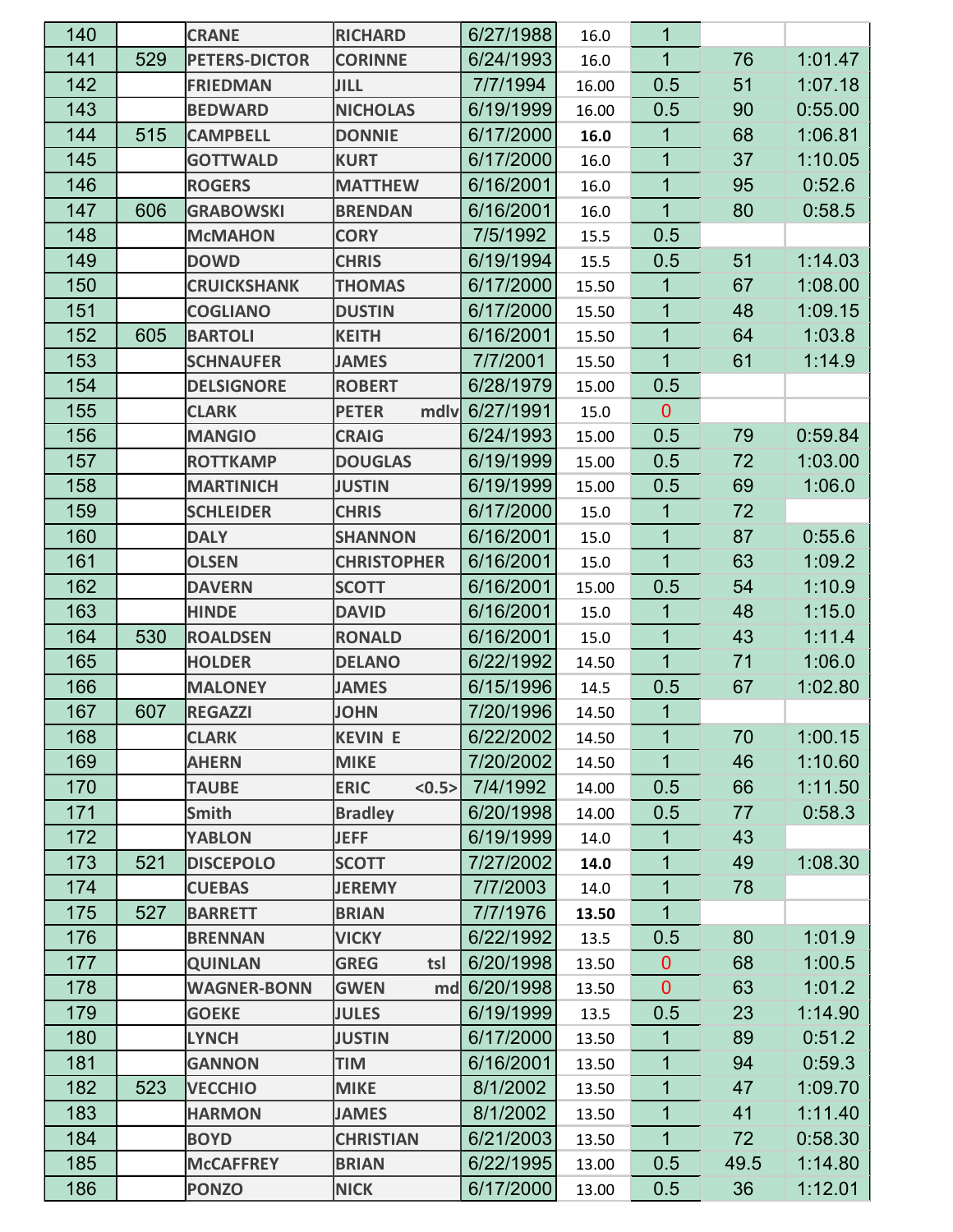| | | | | | | | | |
|---|---|---|---|---|---|---|---|---|
| 140 | | CRANE | RICHARD | 6/27/1988 | 16.0 | 1 | | |
| 141 | 529 | PETERS-DICTOR | CORINNE | 6/24/1993 | 16.0 | 1 | 76 | 1:01.47 |
| 142 | | FRIEDMAN | JILL | 7/7/1994 | 16.00 | 0.5 | 51 | 1:07.18 |
| 143 | | BEDWARD | NICHOLAS | 6/19/1999 | 16.00 | 0.5 | 90 | 0:55.00 |
| 144 | 515 | CAMPBELL | DONNIE | 6/17/2000 | **16.0** | 1 | 68 | 1:06.81 |
| 145 | | GOTTWALD | KURT | 6/17/2000 | 16.0 | 1 | 37 | 1:10.05 |
| 146 | | ROGERS | MATTHEW | 6/16/2001 | 16.0 | 1 | 95 | 0:52.6 |
| 147 | 606 | GRABOWSKI | BRENDAN | 6/16/2001 | 16.0 | 1 | 80 | 0:58.5 |
| 148 | | McMAHON | CORY | 7/5/1992 | 15.5 | 0.5 | | |
| 149 | | DOWD | CHRIS | 6/19/1994 | 15.5 | 0.5 | 51 | 1:14.03 |
| 150 | | CRUICKSHANK | THOMAS | 6/17/2000 | 15.50 | 1 | 67 | 1:08.00 |
| 151 | | COGLIANO | DUSTIN | 6/17/2000 | 15.50 | 1 | 48 | 1:09.15 |
| 152 | 605 | BARTOLI | KEITH | 6/16/2001 | 15.50 | 1 | 64 | 1:03.8 |
| 153 | | SCHNAUFER | JAMES | 7/7/2001 | 15.50 | 1 | 61 | 1:14.9 |
| 154 | | DELSIGNORE | ROBERT | 6/28/1979 | 15.00 | 0.5 | | |
| 155 | | CLARK | PETER mdlv | 6/27/1991 | 15.0 | 0 | | |
| 156 | | MANGIO | CRAIG | 6/24/1993 | 15.00 | 0.5 | 79 | 0:59.84 |
| 157 | | ROTTKAMP | DOUGLAS | 6/19/1999 | 15.00 | 0.5 | 72 | 1:03.00 |
| 158 | | MARTINICH | JUSTIN | 6/19/1999 | 15.00 | 0.5 | 69 | 1:06.0 |
| 159 | | SCHLEIDER | CHRIS | 6/17/2000 | 15.0 | 1 | 72 | |
| 160 | | DALY | SHANNON | 6/16/2001 | 15.0 | 1 | 87 | 0:55.6 |
| 161 | | OLSEN | CHRISTOPHER | 6/16/2001 | 15.0 | 1 | 63 | 1:09.2 |
| 162 | | DAVERN | SCOTT | 6/16/2001 | 15.00 | 0.5 | 54 | 1:10.9 |
| 163 | | HINDE | DAVID | 6/16/2001 | 15.0 | 1 | 48 | 1:15.0 |
| 164 | 530 | ROALDSEN | RONALD | 6/16/2001 | 15.0 | 1 | 43 | 1:11.4 |
| 165 | | HOLDER | DELANO | 6/22/1992 | 14.50 | 1 | 71 | 1:06.0 |
| 166 | | MALONEY | JAMES | 6/15/1996 | 14.5 | 0.5 | 67 | 1:02.80 |
| 167 | 607 | REGAZZI | JOHN | 7/20/1996 | 14.50 | 1 | | |
| 168 | | CLARK | KEVIN E | 6/22/2002 | 14.50 | 1 | 70 | 1:00.15 |
| 169 | | AHERN | MIKE | 7/20/2002 | 14.50 | 1 | 46 | 1:10.60 |
| 170 | | TAUBE | ERIC <0.5> | 7/4/1992 | 14.00 | 0.5 | 66 | 1:11.50 |
| 171 | | Smith | Bradley | 6/20/1998 | 14.00 | 0.5 | 77 | 0:58.3 |
| 172 | | YABLON | JEFF | 6/19/1999 | 14.0 | 1 | 43 | |
| 173 | 521 | DISCEPOLO | SCOTT | 7/27/2002 | **14.0** | 1 | 49 | 1:08.30 |
| 174 | | CUEBAS | JEREMY | 7/7/2003 | 14.0 | 1 | 78 | |
| 175 | 527 | BARRETT | BRIAN | 7/7/1976 | **13.50** | 1 | | |
| 176 | | BRENNAN | VICKY | 6/22/1992 | 13.5 | 0.5 | 80 | 1:01.9 |
| 177 | | QUINLAN | GREG tsl | 6/20/1998 | 13.50 | 0 | 68 | 1:00.5 |
| 178 | | WAGNER-BONN | GWEN md | 6/20/1998 | 13.50 | 0 | 63 | 1:01.2 |
| 179 | | GOEKE | JULES | 6/19/1999 | 13.5 | 0.5 | 23 | 1:14.90 |
| 180 | | LYNCH | JUSTIN | 6/17/2000 | 13.50 | 1 | 89 | 0:51.2 |
| 181 | | GANNON | TIM | 6/16/2001 | 13.50 | 1 | 94 | 0:59.3 |
| 182 | 523 | VECCHIO | MIKE | 8/1/2002 | 13.50 | 1 | 47 | 1:09.70 |
| 183 | | HARMON | JAMES | 8/1/2002 | 13.50 | 1 | 41 | 1:11.40 |
| 184 | | BOYD | CHRISTIAN | 6/21/2003 | 13.50 | 1 | 72 | 0:58.30 |
| 185 | | McCAFFREY | BRIAN | 6/22/1995 | 13.00 | 0.5 | 49.5 | 1:14.80 |
| 186 | | PONZO | NICK | 6/17/2000 | 13.00 | 0.5 | 36 | 1:12.01 |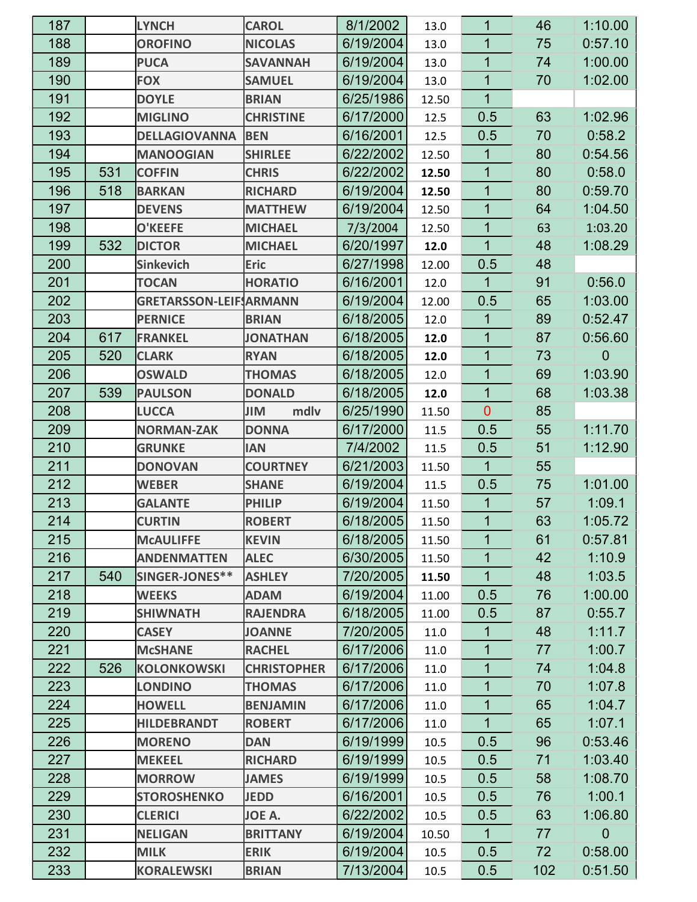| | | | | | | | | |
|---|---|---|---|---|---|---|---|---|
| 187 | | LYNCH | CAROL | 8/1/2002 | 13.0 | 1 | 46 | 1:10.00 |
| 188 | | OROFINO | NICOLAS | 6/19/2004 | 13.0 | 1 | 75 | 0:57.10 |
| 189 | | PUCA | SAVANNAH | 6/19/2004 | 13.0 | 1 | 74 | 1:00.00 |
| 190 | | FOX | SAMUEL | 6/19/2004 | 13.0 | 1 | 70 | 1:02.00 |
| 191 | | DOYLE | BRIAN | 6/25/1986 | 12.50 | 1 | | |
| 192 | | MIGLINO | CHRISTINE | 6/17/2000 | 12.5 | 0.5 | 63 | 1:02.96 |
| 193 | | DELLAGIOVANNA | BEN | 6/16/2001 | 12.5 | 0.5 | 70 | 0:58.2 |
| 194 | | MANOOGIAN | SHIRLEE | 6/22/2002 | 12.50 | 1 | 80 | 0:54.56 |
| 195 | 531 | COFFIN | CHRIS | 6/22/2002 | **12.50** | 1 | 80 | 0:58.0 |
| 196 | 518 | BARKAN | RICHARD | 6/19/2004 | **12.50** | 1 | 80 | 0:59.70 |
| 197 | | DEVENS | MATTHEW | 6/19/2004 | 12.50 | 1 | 64 | 1:04.50 |
| 198 | | O'KEEFE | MICHAEL | 7/3/2004 | 12.50 | 1 | 63 | 1:03.20 |
| 199 | 532 | DICTOR | MICHAEL | 6/20/1997 | **12.0** | 1 | 48 | 1:08.29 |
| 200 | | Sinkevich | Eric | 6/27/1998 | 12.00 | 0.5 | 48 | |
| 201 | | TOCAN | HORATIO | 6/16/2001 | 12.0 | 1 | 91 | 0:56.0 |
| 202 | | GRETARSSON-LEIFS | ARMANN | 6/19/2004 | 12.00 | 0.5 | 65 | 1:03.00 |
| 203 | | PERNICE | BRIAN | 6/18/2005 | 12.0 | 1 | 89 | 0:52.47 |
| 204 | 617 | FRANKEL | JONATHAN | 6/18/2005 | **12.0** | 1 | 87 | 0:56.60 |
| 205 | 520 | CLARK | RYAN | 6/18/2005 | **12.0** | 1 | 73 | 0 |
| 206 | | OSWALD | THOMAS | 6/18/2005 | 12.0 | 1 | 69 | 1:03.90 |
| 207 | 539 | PAULSON | DONALD | 6/18/2005 | **12.0** | 1 | 68 | 1:03.38 |
| 208 | | LUCCA | JIM mdlv | 6/25/1990 | 11.50 | 0 | 85 | |
| 209 | | NORMAN-ZAK | DONNA | 6/17/2000 | 11.5 | 0.5 | 55 | 1:11.70 |
| 210 | | GRUNKE | IAN | 7/4/2002 | 11.5 | 0.5 | 51 | 1:12.90 |
| 211 | | DONOVAN | COURTNEY | 6/21/2003 | 11.50 | 1 | 55 | |
| 212 | | WEBER | SHANE | 6/19/2004 | 11.5 | 0.5 | 75 | 1:01.00 |
| 213 | | GALANTE | PHILIP | 6/19/2004 | 11.50 | 1 | 57 | 1:09.1 |
| 214 | | CURTIN | ROBERT | 6/18/2005 | 11.50 | 1 | 63 | 1:05.72 |
| 215 | | McAULIFFE | KEVIN | 6/18/2005 | 11.50 | 1 | 61 | 0:57.81 |
| 216 | | ANDENMATTEN | ALEC | 6/30/2005 | 11.50 | 1 | 42 | 1:10.9 |
| 217 | 540 | SINGER-JONES** | ASHLEY | 7/20/2005 | **11.50** | 1 | 48 | 1:03.5 |
| 218 | | WEEKS | ADAM | 6/19/2004 | 11.00 | 0.5 | 76 | 1:00.00 |
| 219 | | SHIWNATH | RAJENDRA | 6/18/2005 | 11.00 | 0.5 | 87 | 0:55.7 |
| 220 | | CASEY | JOANNE | 7/20/2005 | 11.0 | 1 | 48 | 1:11.7 |
| 221 | | McSHANE | RACHEL | 6/17/2006 | 11.0 | 1 | 77 | 1:00.7 |
| 222 | 526 | KOLONKOWSKI | CHRISTOPHER | 6/17/2006 | 11.0 | 1 | 74 | 1:04.8 |
| 223 | | LONDINO | THOMAS | 6/17/2006 | 11.0 | 1 | 70 | 1:07.8 |
| 224 | | HOWELL | BENJAMIN | 6/17/2006 | 11.0 | 1 | 65 | 1:04.7 |
| 225 | | HILDEBRANDT | ROBERT | 6/17/2006 | 11.0 | 1 | 65 | 1:07.1 |
| 226 | | MORENO | DAN | 6/19/1999 | 10.5 | 0.5 | 96 | 0:53.46 |
| 227 | | MEKEEL | RICHARD | 6/19/1999 | 10.5 | 0.5 | 71 | 1:03.40 |
| 228 | | MORROW | JAMES | 6/19/1999 | 10.5 | 0.5 | 58 | 1:08.70 |
| 229 | | STOROSHENKO | JEDD | 6/16/2001 | 10.5 | 0.5 | 76 | 1:00.1 |
| 230 | | CLERICI | JOE A. | 6/22/2002 | 10.5 | 0.5 | 63 | 1:06.80 |
| 231 | | NELIGAN | BRITTANY | 6/19/2004 | 10.50 | 1 | 77 | 0 |
| 232 | | MILK | ERIK | 6/19/2004 | 10.5 | 0.5 | 72 | 0:58.00 |
| 233 | | KORALEWSKI | BRIAN | 7/13/2004 | 10.5 | 0.5 | 102 | 0:51.50 |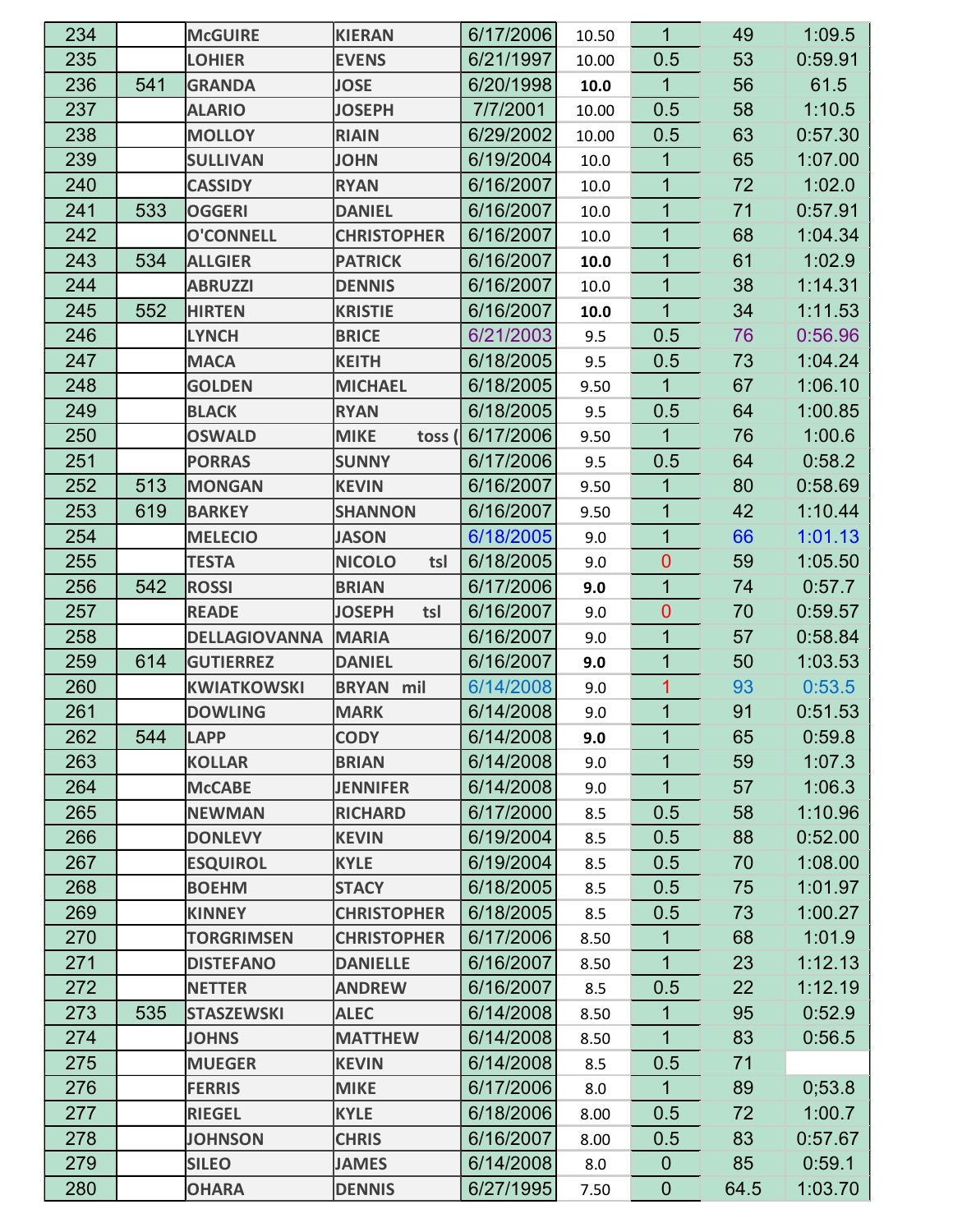| | | | | | | | | |
|---|---|---|---|---|---|---|---|---|
| 234 | | McGUIRE | KIERAN | 6/17/2006 | 10.50 | 1 | 49 | 1:09.5 |
| 235 | | LOHIER | EVENS | 6/21/1997 | 10.00 | 0.5 | 53 | 0:59.91 |
| 236 | 541 | GRANDA | JOSE | 6/20/1998 | **10.0** | 1 | 56 | 61.5 |
| 237 | | ALARIO | JOSEPH | 7/7/2001 | 10.00 | 0.5 | 58 | 1:10.5 |
| 238 | | MOLLOY | RIAIN | 6/29/2002 | 10.00 | 0.5 | 63 | 0:57.30 |
| 239 | | SULLIVAN | JOHN | 6/19/2004 | 10.0 | 1 | 65 | 1:07.00 |
| 240 | | CASSIDY | RYAN | 6/16/2007 | 10.0 | 1 | 72 | 1:02.0 |
| 241 | 533 | OGGERI | DANIEL | 6/16/2007 | 10.0 | 1 | 71 | 0:57.91 |
| 242 | | O'CONNELL | CHRISTOPHER | 6/16/2007 | 10.0 | 1 | 68 | 1:04.34 |
| 243 | 534 | ALLGIER | PATRICK | 6/16/2007 | **10.0** | 1 | 61 | 1:02.9 |
| 244 | | ABRUZZI | DENNIS | 6/16/2007 | 10.0 | 1 | 38 | 1:14.31 |
| 245 | 552 | HIRTEN | KRISTIE | 6/16/2007 | **10.0** | 1 | 34 | 1:11.53 |
| 246 | | LYNCH | BRICE | 6/21/2003 | 9.5 | 0.5 | 76 | 0:56.96 |
| 247 | | MACA | KEITH | 6/18/2005 | 9.5 | 0.5 | 73 | 1:04.24 |
| 248 | | GOLDEN | MICHAEL | 6/18/2005 | 9.50 | 1 | 67 | 1:06.10 |
| 249 | | BLACK | RYAN | 6/18/2005 | 9.5 | 0.5 | 64 | 1:00.85 |
| 250 | | OSWALD | MIKE toss ( | 6/17/2006 | 9.50 | 1 | 76 | 1:00.6 |
| 251 | | PORRAS | SUNNY | 6/17/2006 | 9.5 | 0.5 | 64 | 0:58.2 |
| 252 | 513 | MONGAN | KEVIN | 6/16/2007 | 9.50 | 1 | 80 | 0:58.69 |
| 253 | 619 | BARKEY | SHANNON | 6/16/2007 | 9.50 | 1 | 42 | 1:10.44 |
| 254 | | MELECIO | JASON | 6/18/2005 | 9.0 | 1 | 66 | 1:01.13 |
| 255 | | TESTA | NICOLO tsl | 6/18/2005 | 9.0 | 0 | 59 | 1:05.50 |
| 256 | 542 | ROSSI | BRIAN | 6/17/2006 | **9.0** | 1 | 74 | 0:57.7 |
| 257 | | READE | JOSEPH tsl | 6/16/2007 | 9.0 | 0 | 70 | 0:59.57 |
| 258 | | DELLAGIOVANNA | MARIA | 6/16/2007 | 9.0 | 1 | 57 | 0:58.84 |
| 259 | 614 | GUTIERREZ | DANIEL | 6/16/2007 | **9.0** | 1 | 50 | 1:03.53 |
| 260 | | KWIATKOWSKI | BRYAN mil | 6/14/2008 | 9.0 | 1 | 93 | 0:53.5 |
| 261 | | DOWLING | MARK | 6/14/2008 | 9.0 | 1 | 91 | 0:51.53 |
| 262 | 544 | LAPP | CODY | 6/14/2008 | **9.0** | 1 | 65 | 0:59.8 |
| 263 | | KOLLAR | BRIAN | 6/14/2008 | 9.0 | 1 | 59 | 1:07.3 |
| 264 | | McCABE | JENNIFER | 6/14/2008 | 9.0 | 1 | 57 | 1:06.3 |
| 265 | | NEWMAN | RICHARD | 6/17/2000 | 8.5 | 0.5 | 58 | 1:10.96 |
| 266 | | DONLEVY | KEVIN | 6/19/2004 | 8.5 | 0.5 | 88 | 0:52.00 |
| 267 | | ESQUIROL | KYLE | 6/19/2004 | 8.5 | 0.5 | 70 | 1:08.00 |
| 268 | | BOEHM | STACY | 6/18/2005 | 8.5 | 0.5 | 75 | 1:01.97 |
| 269 | | KINNEY | CHRISTOPHER | 6/18/2005 | 8.5 | 0.5 | 73 | 1:00.27 |
| 270 | | TORGRIMSEN | CHRISTOPHER | 6/17/2006 | 8.50 | 1 | 68 | 1:01.9 |
| 271 | | DISTEFANO | DANIELLE | 6/16/2007 | 8.50 | 1 | 23 | 1:12.13 |
| 272 | | NETTER | ANDREW | 6/16/2007 | 8.5 | 0.5 | 22 | 1:12.19 |
| 273 | 535 | STASZEWSKI | ALEC | 6/14/2008 | 8.50 | 1 | 95 | 0:52.9 |
| 274 | | JOHNS | MATTHEW | 6/14/2008 | 8.50 | 1 | 83 | 0:56.5 |
| 275 | | MUEGER | KEVIN | 6/14/2008 | 8.5 | 0.5 | 71 | |
| 276 | | FERRIS | MIKE | 6/17/2006 | 8.0 | 1 | 89 | 0;53.8 |
| 277 | | RIEGEL | KYLE | 6/18/2006 | 8.00 | 0.5 | 72 | 1:00.7 |
| 278 | | JOHNSON | CHRIS | 6/16/2007 | 8.00 | 0.5 | 83 | 0:57.67 |
| 279 | | SILEO | JAMES | 6/14/2008 | 8.0 | 0 | 85 | 0:59.1 |
| 280 | | OHARA | DENNIS | 6/27/1995 | 7.50 | 0 | 64.5 | 1:03.70 |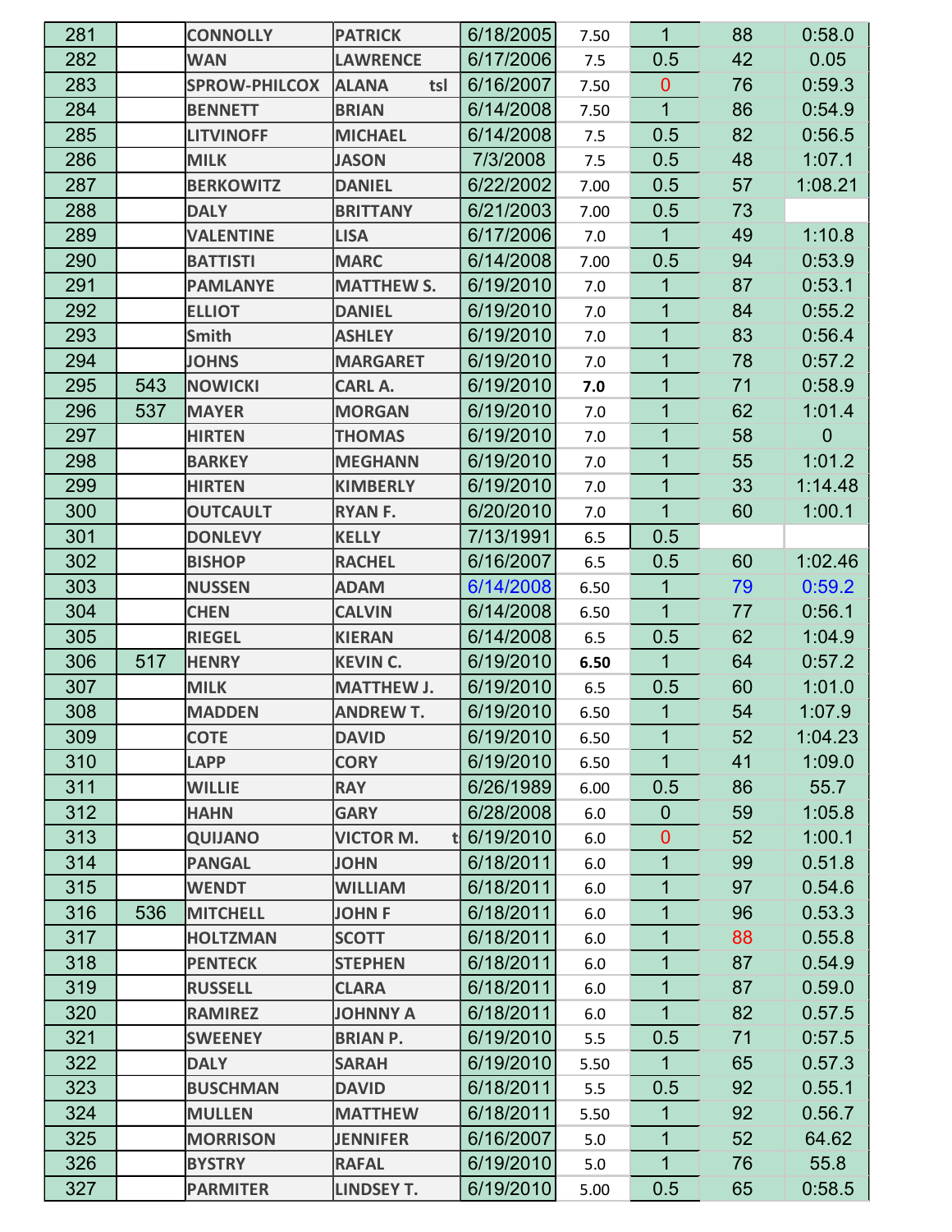| 281 | | CONNOLLY | PATRICK | 6/18/2005 | 7.50 | 1 | 88 | 0:58.0 |
|---|---|---|---|---|---|---|---|---|
| 282 | | WAN | LAWRENCE | 6/17/2006 | 7.5 | 0.5 | 42 | 0.05 |
| 283 | | SPROW-PHILCOX | ALANA tsl | 6/16/2007 | 7.50 | 0 | 76 | 0:59.3 |
| 284 | | BENNETT | BRIAN | 6/14/2008 | 7.50 | 1 | 86 | 0:54.9 |
| 285 | | LITVINOFF | MICHAEL | 6/14/2008 | 7.5 | 0.5 | 82 | 0:56.5 |
| 286 | | MILK | JASON | 7/3/2008 | 7.5 | 0.5 | 48 | 1:07.1 |
| 287 | | BERKOWITZ | DANIEL | 6/22/2002 | 7.00 | 0.5 | 57 | 1:08.21 |
| 288 | | DALY | BRITTANY | 6/21/2003 | 7.00 | 0.5 | 73 | |
| 289 | | VALENTINE | LISA | 6/17/2006 | 7.0 | 1 | 49 | 1:10.8 |
| 290 | | BATTISTI | MARC | 6/14/2008 | 7.00 | 0.5 | 94 | 0:53.9 |
| 291 | | PAMLANYE | MATTHEW S. | 6/19/2010 | 7.0 | 1 | 87 | 0:53.1 |
| 292 | | ELLIOT | DANIEL | 6/19/2010 | 7.0 | 1 | 84 | 0:55.2 |
| 293 | | Smith | ASHLEY | 6/19/2010 | 7.0 | 1 | 83 | 0:56.4 |
| 294 | | JOHNS | MARGARET | 6/19/2010 | 7.0 | 1 | 78 | 0:57.2 |
| 295 | 543 | NOWICKI | CARL A. | 6/19/2010 | **7.0** | 1 | 71 | 0:58.9 |
| 296 | 537 | MAYER | MORGAN | 6/19/2010 | 7.0 | 1 | 62 | 1:01.4 |
| 297 | | HIRTEN | THOMAS | 6/19/2010 | 7.0 | 1 | 58 | 0 |
| 298 | | BARKEY | MEGHANN | 6/19/2010 | 7.0 | 1 | 55 | 1:01.2 |
| 299 | | HIRTEN | KIMBERLY | 6/19/2010 | 7.0 | 1 | 33 | 1:14.48 |
| 300 | | OUTCAULT | RYAN F. | 6/20/2010 | 7.0 | 1 | 60 | 1:00.1 |
| 301 | | DONLEVY | KELLY | 7/13/1991 | 6.5 | 0.5 | | |
| 302 | | BISHOP | RACHEL | 6/16/2007 | 6.5 | 0.5 | 60 | 1:02.46 |
| 303 | | NUSSEN | ADAM | 6/14/2008 | 6.50 | 1 | 79 | 0:59.2 |
| 304 | | CHEN | CALVIN | 6/14/2008 | 6.50 | 1 | 77 | 0:56.1 |
| 305 | | RIEGEL | KIERAN | 6/14/2008 | 6.5 | 0.5 | 62 | 1:04.9 |
| 306 | 517 | HENRY | KEVIN C. | 6/19/2010 | **6.50** | 1 | 64 | 0:57.2 |
| 307 | | MILK | MATTHEW J. | 6/19/2010 | 6.5 | 0.5 | 60 | 1:01.0 |
| 308 | | MADDEN | ANDREW T. | 6/19/2010 | 6.50 | 1 | 54 | 1:07.9 |
| 309 | | COTE | DAVID | 6/19/2010 | 6.50 | 1 | 52 | 1:04.23 |
| 310 | | LAPP | CORY | 6/19/2010 | 6.50 | 1 | 41 | 1:09.0 |
| 311 | | WILLIE | RAY | 6/26/1989 | 6.00 | 0.5 | 86 | 55.7 |
| 312 | | HAHN | GARY | 6/28/2008 | 6.0 | 0 | 59 | 1:05.8 |
| 313 | | QUIJANO | VICTOR M. t | 6/19/2010 | 6.0 | 0 | 52 | 1:00.1 |
| 314 | | PANGAL | JOHN | 6/18/2011 | 6.0 | 1 | 99 | 0.51.8 |
| 315 | | WENDT | WILLIAM | 6/18/2011 | 6.0 | 1 | 97 | 0.54.6 |
| 316 | 536 | MITCHELL | JOHN F | 6/18/2011 | 6.0 | 1 | 96 | 0.53.3 |
| 317 | | HOLTZMAN | SCOTT | 6/18/2011 | 6.0 | 1 | 88 | 0.55.8 |
| 318 | | PENTECK | STEPHEN | 6/18/2011 | 6.0 | 1 | 87 | 0.54.9 |
| 319 | | RUSSELL | CLARA | 6/18/2011 | 6.0 | 1 | 87 | 0.59.0 |
| 320 | | RAMIREZ | JOHNNY A | 6/18/2011 | 6.0 | 1 | 82 | 0.57.5 |
| 321 | | SWEENEY | BRIAN P. | 6/19/2010 | 5.5 | 0.5 | 71 | 0:57.5 |
| 322 | | DALY | SARAH | 6/19/2010 | 5.50 | 1 | 65 | 0:57.3 |
| 323 | | BUSCHMAN | DAVID | 6/18/2011 | 5.5 | 0.5 | 92 | 0.55.1 |
| 324 | | MULLEN | MATTHEW | 6/18/2011 | 5.50 | 1 | 92 | 0.56.7 |
| 325 | | MORRISON | JENNIFER | 6/16/2007 | 5.0 | 1 | 52 | 64.62 |
| 326 | | BYSTRY | RAFAL | 6/19/2010 | 5.0 | 1 | 76 | 55.8 |
| 327 | | PARMITER | LINDSEY T. | 6/19/2010 | 5.00 | 0.5 | 65 | 0:58.5 |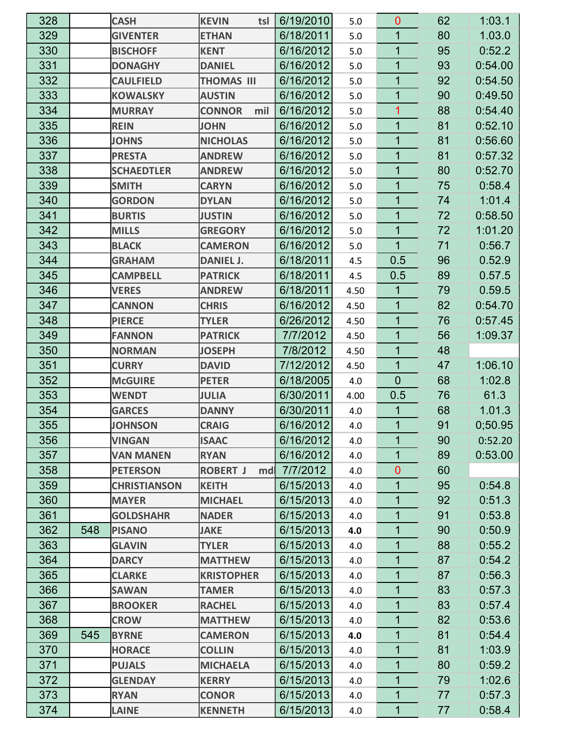| | | | | | | | | |
|---|---|---|---|---|---|---|---|---|
| 328 | | CASH | KEVIN tsl | 6/19/2010 | 5.0 | 0 | 62 | 1:03.1 |
| 329 | | GIVENTER | ETHAN | 6/18/2011 | 5.0 | 1 | 80 | 1.03.0 |
| 330 | | BISCHOFF | KENT | 6/16/2012 | 5.0 | 1 | 95 | 0:52.2 |
| 331 | | DONAGHY | DANIEL | 6/16/2012 | 5.0 | 1 | 93 | 0:54.00 |
| 332 | | CAULFIELD | THOMAS III | 6/16/2012 | 5.0 | 1 | 92 | 0:54.50 |
| 333 | | KOWALSKY | AUSTIN | 6/16/2012 | 5.0 | 1 | 90 | 0:49.50 |
| 334 | | MURRAY | CONNOR mil | 6/16/2012 | 5.0 | 1 | 88 | 0:54.40 |
| 335 | | REIN | JOHN | 6/16/2012 | 5.0 | 1 | 81 | 0:52.10 |
| 336 | | JOHNS | NICHOLAS | 6/16/2012 | 5.0 | 1 | 81 | 0:56.60 |
| 337 | | PRESTA | ANDREW | 6/16/2012 | 5.0 | 1 | 81 | 0:57.32 |
| 338 | | SCHAEDTLER | ANDREW | 6/16/2012 | 5.0 | 1 | 80 | 0:52.70 |
| 339 | | SMITH | CARYN | 6/16/2012 | 5.0 | 1 | 75 | 0:58.4 |
| 340 | | GORDON | DYLAN | 6/16/2012 | 5.0 | 1 | 74 | 1:01.4 |
| 341 | | BURTIS | JUSTIN | 6/16/2012 | 5.0 | 1 | 72 | 0:58.50 |
| 342 | | MILLS | GREGORY | 6/16/2012 | 5.0 | 1 | 72 | 1:01.20 |
| 343 | | BLACK | CAMERON | 6/16/2012 | 5.0 | 1 | 71 | 0:56.7 |
| 344 | | GRAHAM | DANIEL J. | 6/18/2011 | 4.5 | 0.5 | 96 | 0.52.9 |
| 345 | | CAMPBELL | PATRICK | 6/18/2011 | 4.5 | 0.5 | 89 | 0.57.5 |
| 346 | | VERES | ANDREW | 6/18/2011 | 4.50 | 1 | 79 | 0.59.5 |
| 347 | | CANNON | CHRIS | 6/16/2012 | 4.50 | 1 | 82 | 0:54.70 |
| 348 | | PIERCE | TYLER | 6/26/2012 | 4.50 | 1 | 76 | 0:57.45 |
| 349 | | FANNON | PATRICK | 7/7/2012 | 4.50 | 1 | 56 | 1:09.37 |
| 350 | | NORMAN | JOSEPH | 7/8/2012 | 4.50 | 1 | 48 | |
| 351 | | CURRY | DAVID | 7/12/2012 | 4.50 | 1 | 47 | 1:06.10 |
| 352 | | McGUIRE | PETER | 6/18/2005 | 4.0 | 0 | 68 | 1:02.8 |
| 353 | | WENDT | JULIA | 6/30/2011 | 4.00 | 0.5 | 76 | 61.3 |
| 354 | | GARCES | DANNY | 6/30/2011 | 4.0 | 1 | 68 | 1.01.3 |
| 355 | | JOHNSON | CRAIG | 6/16/2012 | 4.0 | 1 | 91 | 0;50.95 |
| 356 | | VINGAN | ISAAC | 6/16/2012 | 4.0 | 1 | 90 | 0:52.20 |
| 357 | | VAN MANEN | RYAN | 6/16/2012 | 4.0 | 1 | 89 | 0:53.00 |
| 358 | | PETERSON | ROBERT J md | 7/7/2012 | 4.0 | 0 | 60 | |
| 359 | | CHRISTIANSON | KEITH | 6/15/2013 | 4.0 | 1 | 95 | 0:54.8 |
| 360 | | MAYER | MICHAEL | 6/15/2013 | 4.0 | 1 | 92 | 0:51.3 |
| 361 | | GOLDSHAHR | NADER | 6/15/2013 | 4.0 | 1 | 91 | 0:53.8 |
| 362 | 548 | PISANO | JAKE | 6/15/2013 | **4.0** | 1 | 90 | 0:50.9 |
| 363 | | GLAVIN | TYLER | 6/15/2013 | 4.0 | 1 | 88 | 0:55.2 |
| 364 | | DARCY | MATTHEW | 6/15/2013 | 4.0 | 1 | 87 | 0:54.2 |
| 365 | | CLARKE | KRISTOPHER | 6/15/2013 | 4.0 | 1 | 87 | 0:56.3 |
| 366 | | SAWAN | TAMER | 6/15/2013 | 4.0 | 1 | 83 | 0:57.3 |
| 367 | | BROOKER | RACHEL | 6/15/2013 | 4.0 | 1 | 83 | 0:57.4 |
| 368 | | CROW | MATTHEW | 6/15/2013 | 4.0 | 1 | 82 | 0:53.6 |
| 369 | 545 | BYRNE | CAMERON | 6/15/2013 | **4.0** | 1 | 81 | 0:54.4 |
| 370 | | HORACE | COLLIN | 6/15/2013 | 4.0 | 1 | 81 | 1:03.9 |
| 371 | | PUJALS | MICHAELA | 6/15/2013 | 4.0 | 1 | 80 | 0:59.2 |
| 372 | | GLENDAY | KERRY | 6/15/2013 | 4.0 | 1 | 79 | 1:02.6 |
| 373 | | RYAN | CONOR | 6/15/2013 | 4.0 | 1 | 77 | 0:57.3 |
| 374 | | LAINE | KENNETH | 6/15/2013 | 4.0 | 1 | 77 | 0:58.4 |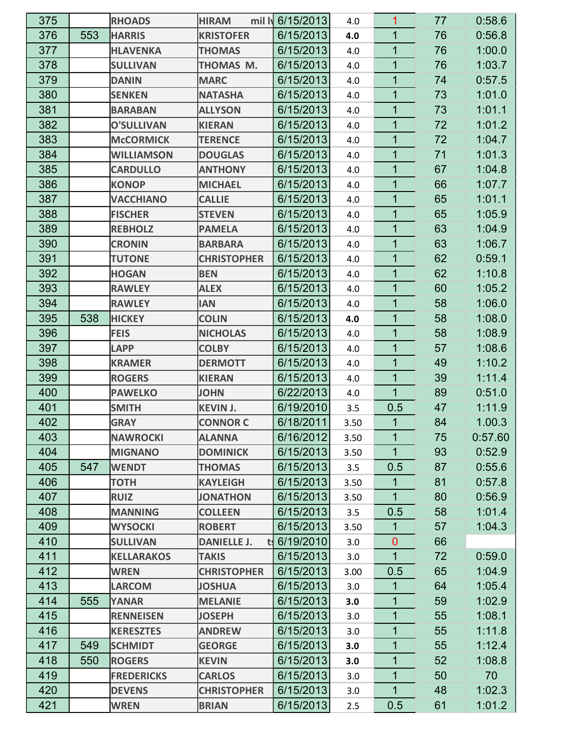| | | | | | | | | |
|---|---|---|---|---|---|---|---|---|
| 375 | | RHOADS | HIRAM mil lv | 6/15/2013 | 4.0 | 1 | 77 | 0:58.6 |
| 376 | 553 | HARRIS | KRISTOFER | 6/15/2013 | **4.0** | 1 | 76 | 0:56.8 |
| 377 | | HLAVENKA | THOMAS | 6/15/2013 | 4.0 | 1 | 76 | 1:00.0 |
| 378 | | SULLIVAN | THOMAS M. | 6/15/2013 | 4.0 | 1 | 76 | 1:03.7 |
| 379 | | DANIN | MARC | 6/15/2013 | 4.0 | 1 | 74 | 0:57.5 |
| 380 | | SENKEN | NATASHA | 6/15/2013 | 4.0 | 1 | 73 | 1:01.0 |
| 381 | | BARABAN | ALLYSON | 6/15/2013 | 4.0 | 1 | 73 | 1:01.1 |
| 382 | | O'SULLIVAN | KIERAN | 6/15/2013 | 4.0 | 1 | 72 | 1:01.2 |
| 383 | | McCORMICK | TERENCE | 6/15/2013 | 4.0 | 1 | 72 | 1:04.7 |
| 384 | | WILLIAMSON | DOUGLAS | 6/15/2013 | 4.0 | 1 | 71 | 1:01.3 |
| 385 | | CARDULLO | ANTHONY | 6/15/2013 | 4.0 | 1 | 67 | 1:04.8 |
| 386 | | KONOP | MICHAEL | 6/15/2013 | 4.0 | 1 | 66 | 1:07.7 |
| 387 | | VACCHIANO | CALLIE | 6/15/2013 | 4.0 | 1 | 65 | 1:01.1 |
| 388 | | FISCHER | STEVEN | 6/15/2013 | 4.0 | 1 | 65 | 1:05.9 |
| 389 | | REBHOLZ | PAMELA | 6/15/2013 | 4.0 | 1 | 63 | 1:04.9 |
| 390 | | CRONIN | BARBARA | 6/15/2013 | 4.0 | 1 | 63 | 1:06.7 |
| 391 | | TUTONE | CHRISTOPHER | 6/15/2013 | 4.0 | 1 | 62 | 0:59.1 |
| 392 | | HOGAN | BEN | 6/15/2013 | 4.0 | 1 | 62 | 1:10.8 |
| 393 | | RAWLEY | ALEX | 6/15/2013 | 4.0 | 1 | 60 | 1:05.2 |
| 394 | | RAWLEY | IAN | 6/15/2013 | 4.0 | 1 | 58 | 1:06.0 |
| 395 | 538 | HICKEY | COLIN | 6/15/2013 | **4.0** | 1 | 58 | 1:08.0 |
| 396 | | FEIS | NICHOLAS | 6/15/2013 | 4.0 | 1 | 58 | 1:08.9 |
| 397 | | LAPP | COLBY | 6/15/2013 | 4.0 | 1 | 57 | 1:08.6 |
| 398 | | KRAMER | DERMOTT | 6/15/2013 | 4.0 | 1 | 49 | 1:10.2 |
| 399 | | ROGERS | KIERAN | 6/15/2013 | 4.0 | 1 | 39 | 1:11.4 |
| 400 | | PAWELKO | JOHN | 6/22/2013 | 4.0 | 1 | 89 | 0:51.0 |
| 401 | | SMITH | KEVIN J. | 6/19/2010 | 3.5 | 0.5 | 47 | 1:11.9 |
| 402 | | GRAY | CONNOR C | 6/18/2011 | 3.50 | 1 | 84 | 1.00.3 |
| 403 | | NAWROCKI | ALANNA | 6/16/2012 | 3.50 | 1 | 75 | 0:57.60 |
| 404 | | MIGNANO | DOMINICK | 6/15/2013 | 3.50 | 1 | 93 | 0:52.9 |
| 405 | 547 | WENDT | THOMAS | 6/15/2013 | 3.5 | 0.5 | 87 | 0:55.6 |
| 406 | | TOTH | KAYLEIGH | 6/15/2013 | 3.50 | 1 | 81 | 0:57.8 |
| 407 | | RUIZ | JONATHON | 6/15/2013 | 3.50 | 1 | 80 | 0:56.9 |
| 408 | | MANNING | COLLEEN | 6/15/2013 | 3.5 | 0.5 | 58 | 1:01.4 |
| 409 | | WYSOCKI | ROBERT | 6/15/2013 | 3.50 | 1 | 57 | 1:04.3 |
| 410 | | SULLIVAN | DANIELLE J. ts | 6/19/2010 | 3.0 | 0 | 66 | |
| 411 | | KELLARAKOS | TAKIS | 6/15/2013 | 3.0 | 1 | 72 | 0:59.0 |
| 412 | | WREN | CHRISTOPHER | 6/15/2013 | 3.00 | 0.5 | 65 | 1:04.9 |
| 413 | | LARCOM | JOSHUA | 6/15/2013 | 3.0 | 1 | 64 | 1:05.4 |
| 414 | 555 | YANAR | MELANIE | 6/15/2013 | **3.0** | 1 | 59 | 1:02.9 |
| 415 | | RENNEISEN | JOSEPH | 6/15/2013 | 3.0 | 1 | 55 | 1:08.1 |
| 416 | | KERESZTES | ANDREW | 6/15/2013 | 3.0 | 1 | 55 | 1:11.8 |
| 417 | 549 | SCHMIDT | GEORGE | 6/15/2013 | **3.0** | 1 | 55 | 1:12.4 |
| 418 | 550 | ROGERS | KEVIN | 6/15/2013 | **3.0** | 1 | 52 | 1:08.8 |
| 419 | | FREDERICKS | CARLOS | 6/15/2013 | 3.0 | 1 | 50 | 70 |
| 420 | | DEVENS | CHRISTOPHER | 6/15/2013 | 3.0 | 1 | 48 | 1:02.3 |
| 421 | | WREN | BRIAN | 6/15/2013 | 2.5 | 0.5 | 61 | 1:01.2 |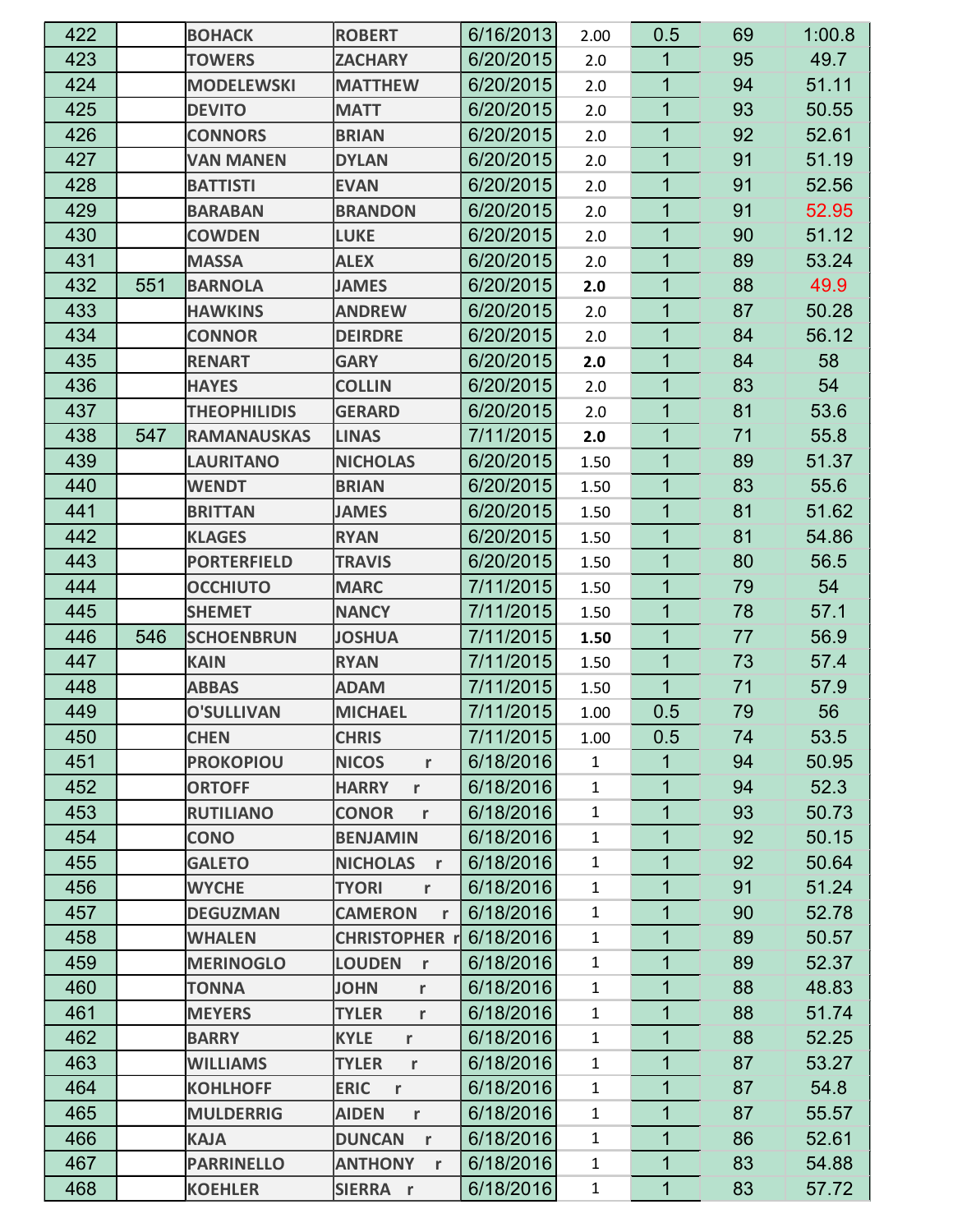| 422 | | BOHACK | ROBERT | 6/16/2013 | 2.00 | 0.5 | 69 | 1:00.8 |
|---|---|---|---|---|---|---|---|---|
| 423 | | TOWERS | ZACHARY | 6/20/2015 | 2.0 | 1 | 95 | 49.7 |
| 424 | | MODELEWSKI | MATTHEW | 6/20/2015 | 2.0 | 1 | 94 | 51.11 |
| 425 | | DEVITO | MATT | 6/20/2015 | 2.0 | 1 | 93 | 50.55 |
| 426 | | CONNORS | BRIAN | 6/20/2015 | 2.0 | 1 | 92 | 52.61 |
| 427 | | VAN MANEN | DYLAN | 6/20/2015 | 2.0 | 1 | 91 | 51.19 |
| 428 | | BATTISTI | EVAN | 6/20/2015 | 2.0 | 1 | 91 | 52.56 |
| 429 | | BARABAN | BRANDON | 6/20/2015 | 2.0 | 1 | 91 | 52.95 |
| 430 | | COWDEN | LUKE | 6/20/2015 | 2.0 | 1 | 90 | 51.12 |
| 431 | | MASSA | ALEX | 6/20/2015 | 2.0 | 1 | 89 | 53.24 |
| 432 | 551 | BARNOLA | JAMES | 6/20/2015 | **2.0** | 1 | 88 | 49.9 |
| 433 | | HAWKINS | ANDREW | 6/20/2015 | 2.0 | 1 | 87 | 50.28 |
| 434 | | CONNOR | DEIRDRE | 6/20/2015 | 2.0 | 1 | 84 | 56.12 |
| 435 | | RENART | GARY | 6/20/2015 | **2.0** | 1 | 84 | 58 |
| 436 | | HAYES | COLLIN | 6/20/2015 | 2.0 | 1 | 83 | 54 |
| 437 | | THEOPHILIDIS | GERARD | 6/20/2015 | 2.0 | 1 | 81 | 53.6 |
| 438 | 547 | RAMANAUSKAS | LINAS | 7/11/2015 | **2.0** | 1 | 71 | 55.8 |
| 439 | | LAURITANO | NICHOLAS | 6/20/2015 | 1.50 | 1 | 89 | 51.37 |
| 440 | | WENDT | BRIAN | 6/20/2015 | 1.50 | 1 | 83 | 55.6 |
| 441 | | BRITTAN | JAMES | 6/20/2015 | 1.50 | 1 | 81 | 51.62 |
| 442 | | KLAGES | RYAN | 6/20/2015 | 1.50 | 1 | 81 | 54.86 |
| 443 | | PORTERFIELD | TRAVIS | 6/20/2015 | 1.50 | 1 | 80 | 56.5 |
| 444 | | OCCHIUTO | MARC | 7/11/2015 | 1.50 | 1 | 79 | 54 |
| 445 | | SHEMET | NANCY | 7/11/2015 | 1.50 | 1 | 78 | 57.1 |
| 446 | 546 | SCHOENBRUN | JOSHUA | 7/11/2015 | **1.50** | 1 | 77 | 56.9 |
| 447 | | KAIN | RYAN | 7/11/2015 | 1.50 | 1 | 73 | 57.4 |
| 448 | | ABBAS | ADAM | 7/11/2015 | 1.50 | 1 | 71 | 57.9 |
| 449 | | O'SULLIVAN | MICHAEL | 7/11/2015 | 1.00 | 0.5 | 79 | 56 |
| 450 | | CHEN | CHRIS | 7/11/2015 | 1.00 | 0.5 | 74 | 53.5 |
| 451 | | PROKOPIOU | NICOS r | 6/18/2016 | 1 | 1 | 94 | 50.95 |
| 452 | | ORTOFF | HARRY r | 6/18/2016 | 1 | 1 | 94 | 52.3 |
| 453 | | RUTILIANO | CONOR r | 6/18/2016 | 1 | 1 | 93 | 50.73 |
| 454 | | CONO | BENJAMIN | 6/18/2016 | 1 | 1 | 92 | 50.15 |
| 455 | | GALETO | NICHOLAS r | 6/18/2016 | 1 | 1 | 92 | 50.64 |
| 456 | | WYCHE | TYORI r | 6/18/2016 | 1 | 1 | 91 | 51.24 |
| 457 | | DEGUZMAN | CAMERON r | 6/18/2016 | 1 | 1 | 90 | 52.78 |
| 458 | | WHALEN | CHRISTOPHER r | 6/18/2016 | 1 | 1 | 89 | 50.57 |
| 459 | | MERINOGLO | LOUDEN r | 6/18/2016 | 1 | 1 | 89 | 52.37 |
| 460 | | TONNA | JOHN r | 6/18/2016 | 1 | 1 | 88 | 48.83 |
| 461 | | MEYERS | TYLER r | 6/18/2016 | 1 | 1 | 88 | 51.74 |
| 462 | | BARRY | KYLE r | 6/18/2016 | 1 | 1 | 88 | 52.25 |
| 463 | | WILLIAMS | TYLER r | 6/18/2016 | 1 | 1 | 87 | 53.27 |
| 464 | | KOHLHOFF | ERIC r | 6/18/2016 | 1 | 1 | 87 | 54.8 |
| 465 | | MULDERRIG | AIDEN r | 6/18/2016 | 1 | 1 | 87 | 55.57 |
| 466 | | KAJA | DUNCAN r | 6/18/2016 | 1 | 1 | 86 | 52.61 |
| 467 | | PARRINELLO | ANTHONY r | 6/18/2016 | 1 | 1 | 83 | 54.88 |
| 468 | | KOEHLER | SIERRA r | 6/18/2016 | 1 | 1 | 83 | 57.72 |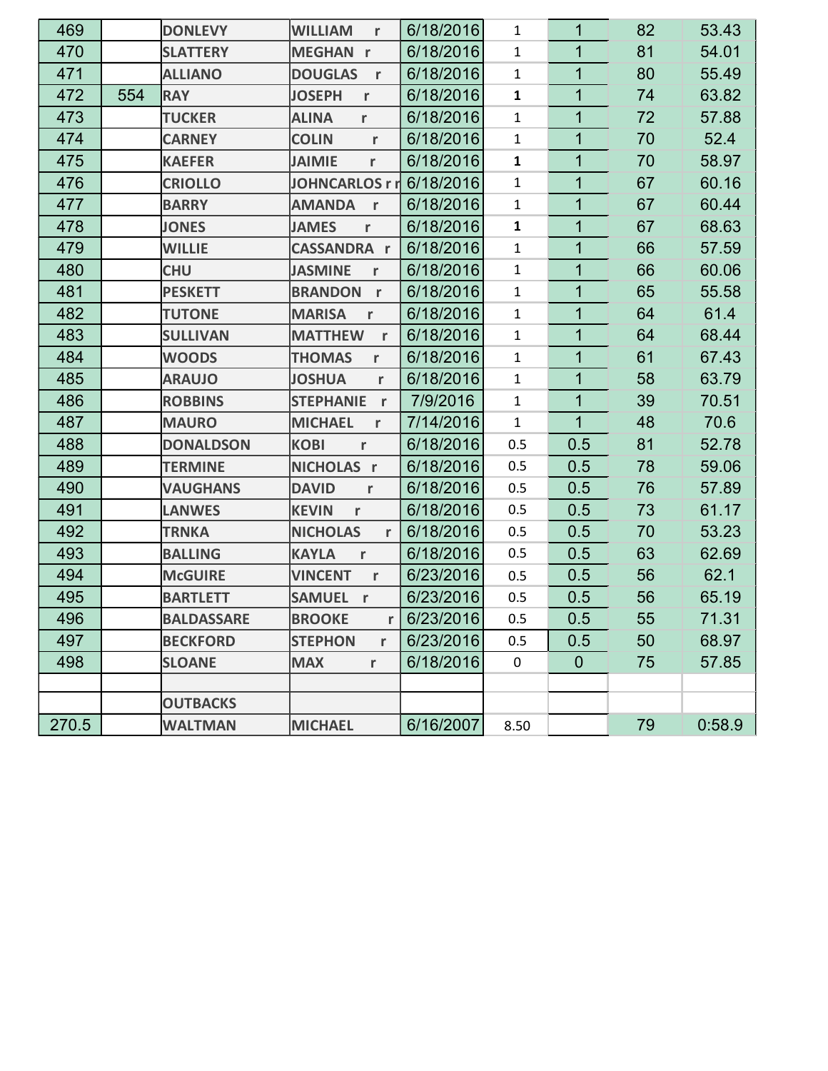| | | | | | | | | |
|---|---|---|---|---|---|---|---|---|
| 469 | | DONLEVY | WILLIAM r | 6/18/2016 | 1 | 1 | 82 | 53.43 |
| 470 | | SLATTERY | MEGHAN r | 6/18/2016 | 1 | 1 | 81 | 54.01 |
| 471 | | ALLIANO | DOUGLAS r | 6/18/2016 | 1 | 1 | 80 | 55.49 |
| 472 | 554 | RAY | JOSEPH r | 6/18/2016 | **1** | 1 | 74 | 63.82 |
| 473 | | TUCKER | ALINA r | 6/18/2016 | 1 | 1 | 72 | 57.88 |
| 474 | | CARNEY | COLIN r | 6/18/2016 | 1 | 1 | 70 | 52.4 |
| 475 | | KAEFER | JAIMIE r | 6/18/2016 | **1** | 1 | 70 | 58.97 |
| 476 | | CRIOLLO | JOHNCARLOS r r | 6/18/2016 | 1 | 1 | 67 | 60.16 |
| 477 | | BARRY | AMANDA r | 6/18/2016 | 1 | 1 | 67 | 60.44 |
| 478 | | JONES | JAMES r | 6/18/2016 | **1** | 1 | 67 | 68.63 |
| 479 | | WILLIE | CASSANDRA r | 6/18/2016 | 1 | 1 | 66 | 57.59 |
| 480 | | CHU | JASMINE r | 6/18/2016 | 1 | 1 | 66 | 60.06 |
| 481 | | PESKETT | BRANDON r | 6/18/2016 | 1 | 1 | 65 | 55.58 |
| 482 | | TUTONE | MARISA r | 6/18/2016 | 1 | 1 | 64 | 61.4 |
| 483 | | SULLIVAN | MATTHEW r | 6/18/2016 | 1 | 1 | 64 | 68.44 |
| 484 | | WOODS | THOMAS r | 6/18/2016 | 1 | 1 | 61 | 67.43 |
| 485 | | ARAUJO | JOSHUA r | 6/18/2016 | 1 | 1 | 58 | 63.79 |
| 486 | | ROBBINS | STEPHANIE r | 7/9/2016 | 1 | 1 | 39 | 70.51 |
| 487 | | MAURO | MICHAEL r | 7/14/2016 | 1 | 1 | 48 | 70.6 |
| 488 | | DONALDSON | KOBI r | 6/18/2016 | 0.5 | 0.5 | 81 | 52.78 |
| 489 | | TERMINE | NICHOLAS r | 6/18/2016 | 0.5 | 0.5 | 78 | 59.06 |
| 490 | | VAUGHANS | DAVID r | 6/18/2016 | 0.5 | 0.5 | 76 | 57.89 |
| 491 | | LANWES | KEVIN r | 6/18/2016 | 0.5 | 0.5 | 73 | 61.17 |
| 492 | | TRNKA | NICHOLAS r | 6/18/2016 | 0.5 | 0.5 | 70 | 53.23 |
| 493 | | BALLING | KAYLA r | 6/18/2016 | 0.5 | 0.5 | 63 | 62.69 |
| 494 | | McGUIRE | VINCENT r | 6/23/2016 | 0.5 | 0.5 | 56 | 62.1 |
| 495 | | BARTLETT | SAMUEL r | 6/23/2016 | 0.5 | 0.5 | 56 | 65.19 |
| 496 | | BALDASSARE | BROOKE r | 6/23/2016 | 0.5 | 0.5 | 55 | 71.31 |
| 497 | | BECKFORD | STEPHON r | 6/23/2016 | 0.5 | 0.5 | 50 | 68.97 |
| 498 | | SLOANE | MAX r | 6/18/2016 | 0 | 0 | 75 | 57.85 |
| | | | | | | | | |
| | | OUTBACKS | | | | | | |
| 270.5 | | WALTMAN | MICHAEL | 6/16/2007 | 8.50 | | 79 | 0:58.9 |